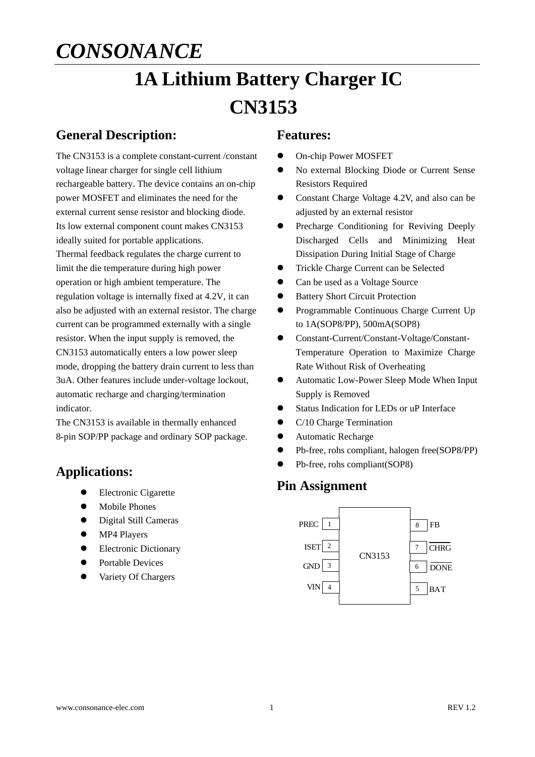# CONSONANCE

# 1A Lithium Battery Charger IC

# CN3153

## General Description:

The CN3153 is a complete constant-current /constant voltage linear charger for single cell lithium rechargeable battery. The device contains an on-chip power MOSFET and eliminates the need for the external current sense resistor and blocking diode. Its low external component count makes CN3153 ideally suited for portable applications.

Thermal feedback regulates the charge current to limit the die temperature during high power operation or high ambient temperature. The regulation voltage is internally fixed at 4.2V, it can also be adjusted with an external resistor. The charge current can be programmed externally with a single resistor. When the input supply is removed, the CN3153 automatically enters a low power sleep mode, dropping the battery drain current to less than 3uA. Other features include under-voltage lockout, automatic recharge and charging/termination indicator.

The CN3153 is available in thermally enhanced 8-pin SOP/PP package and ordinary SOP package.

## Applications:

- Electronic Cigarette
- Mobile Phones
- Digital Still Cameras
- MP4 Players
- Electronic Dictionary
- Portable Devices
- Variety Of Chargers

## Features:

- On-chip Power MOSFET
- No external Blocking Diode or Current Sense Resistors Required
- Constant Charge Voltage 4.2V, and also can be adjusted by an external resistor
- Precharge Conditioning for Reviving Deeply Discharged Cells and Minimizing Heat Dissipation During Initial Stage of Charge
- Trickle Charge Current can be Selected
- Can be used as a Voltage Source
- Battery Short Circuit Protection
- Programmable Continuous Charge Current Up to 1A(SOP8/PP), 500mA(SOP8)
- Constant-Current/Constant-Voltage/Constant-Temperature Operation to Maximize Charge Rate Without Risk of Overheating
- Automatic Low-Power Sleep Mode When Input Supply is Removed
- Status Indication for LEDs or uP Interface
- C/10 Charge Termination
- Automatic Recharge
- Pb-free, rohs compliant, halogen free(SOP8/PP)
- Pb-free, rohs compliant(SOP8)

## Pin Assignment

| Pin | Name | Pin | Name |
|---|---|---|---|
| 1 | PREC | 8 | FB |
| 2 | ISET | 7 | $\overline{CHRG}$ |
| 3 | GND | 6 | $\overline{DONE}$ |
| 4 | VIN | 5 | BAT |

CN3153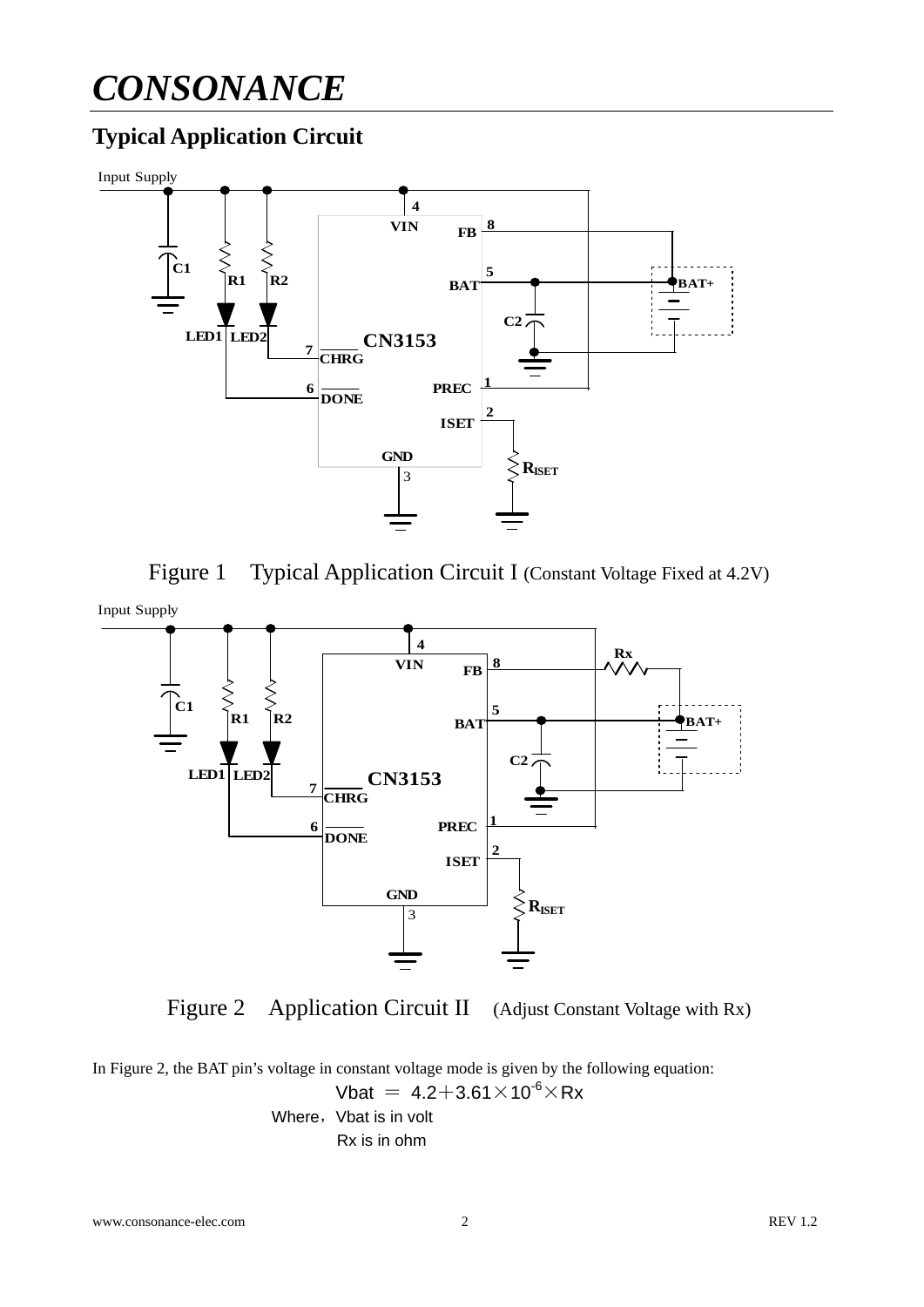## Typical Application Circuit

Figure 1 Typical Application Circuit I (Constant Voltage Fixed at 4.2V)

Figure 2 Application Circuit II (Adjust Constant Voltage with Rx)

In Figure 2, the BAT pin's voltage in constant voltage mode is given by the following equation:

$$Vbat = 4.2 + 3.61 \times 10^{-6} \times Rx$$

Where, Vbat is in volt

Rx is in ohm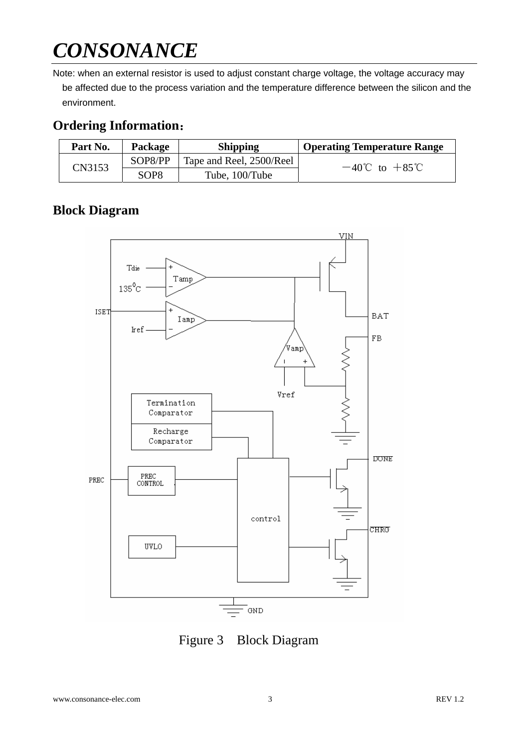Note: when an external resistor is used to adjust constant charge voltage, the voltage accuracy may be affected due to the process variation and the temperature difference between the silicon and the environment.

## Ordering Information：

| Part No. | Package | Shipping | Operating Temperature Range |
|---|---|---|---|
| CN3153 | SOP8/PP | Tape and Reel, 2500/Reel | －40℃ to ＋85℃ |
| | SOP8 | Tube, 100/Tube | |

## Block Diagram

Figure 3 Block Diagram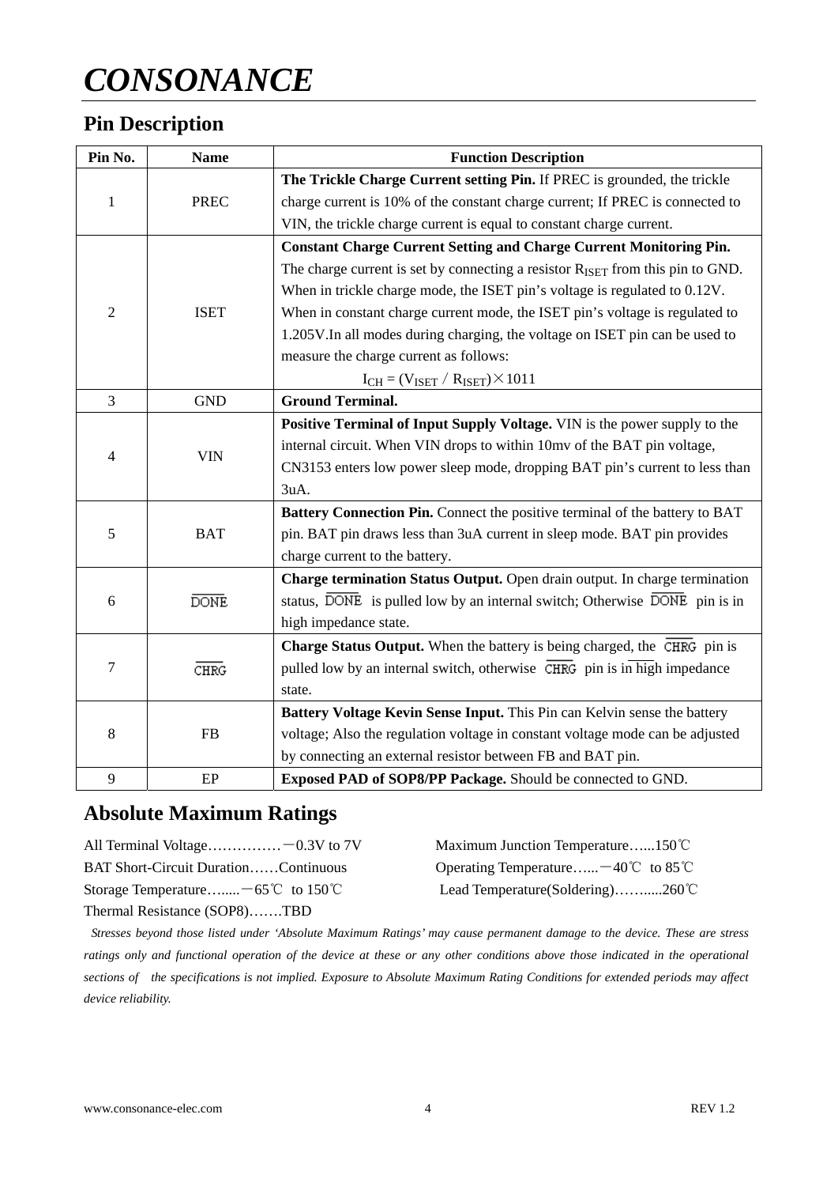# CONSONANCE

## Pin Description

| Pin No. | Name | Function Description |
|---|---|---|
| 1 | PREC | **The Trickle Charge Current setting Pin.** If PREC is grounded, the trickle charge current is 10% of the constant charge current; If PREC is connected to VIN, the trickle charge current is equal to constant charge current. |
| 2 | ISET | **Constant Charge Current Setting and Charge Current Monitoring Pin.** The charge current is set by connecting a resistor $R_{ISET}$ from this pin to GND. When in trickle charge mode, the ISET pin's voltage is regulated to 0.12V. When in constant charge current mode, the ISET pin's voltage is regulated to 1.205V.In all modes during charging, the voltage on ISET pin can be used to measure the charge current as follows: $I_{CH} = (V_{ISET} / R_{ISET}) \times 1011$ |
| 3 | GND | **Ground Terminal.** |
| 4 | VIN | **Positive Terminal of Input Supply Voltage.** VIN is the power supply to the internal circuit. When VIN drops to within 10mv of the BAT pin voltage, CN3153 enters low power sleep mode, dropping BAT pin's current to less than 3uA. |
| 5 | BAT | **Battery Connection Pin.** Connect the positive terminal of the battery to BAT pin. BAT pin draws less than 3uA current in sleep mode. BAT pin provides charge current to the battery. |
| 6 | $\overline{DONE}$ | **Charge termination Status Output.** Open drain output. In charge termination status, $\overline{DONE}$ is pulled low by an internal switch; Otherwise $\overline{DONE}$ pin is in high impedance state. |
| 7 | $\overline{CHRG}$ | **Charge Status Output.** When the battery is being charged, the $\overline{CHRG}$ pin is pulled low by an internal switch, otherwise $\overline{CHRG}$ pin is in high impedance state. |
| 8 | FB | **Battery Voltage Kevin Sense Input.** This Pin can Kelvin sense the battery voltage; Also the regulation voltage in constant voltage mode can be adjusted by connecting an external resistor between FB and BAT pin. |
| 9 | EP | **Exposed PAD of SOP8/PP Package.** Should be connected to GND. |

## Absolute Maximum Ratings

All Terminal Voltage……………－0.3V to 7V

BAT Short-Circuit Duration……Continuous

Storage Temperature…....－65℃ to 150℃

Thermal Resistance (SOP8)…….TBD

Maximum Junction Temperature…...150℃

Operating Temperature…...－40℃ to 85℃

Lead Temperature(Soldering)……....260℃

*Stresses beyond those listed under 'Absolute Maximum Ratings' may cause permanent damage to the device. These are stress ratings only and functional operation of the device at these or any other conditions above those indicated in the operational sections of the specifications is not implied. Exposure to Absolute Maximum Rating Conditions for extended periods may affect device reliability.*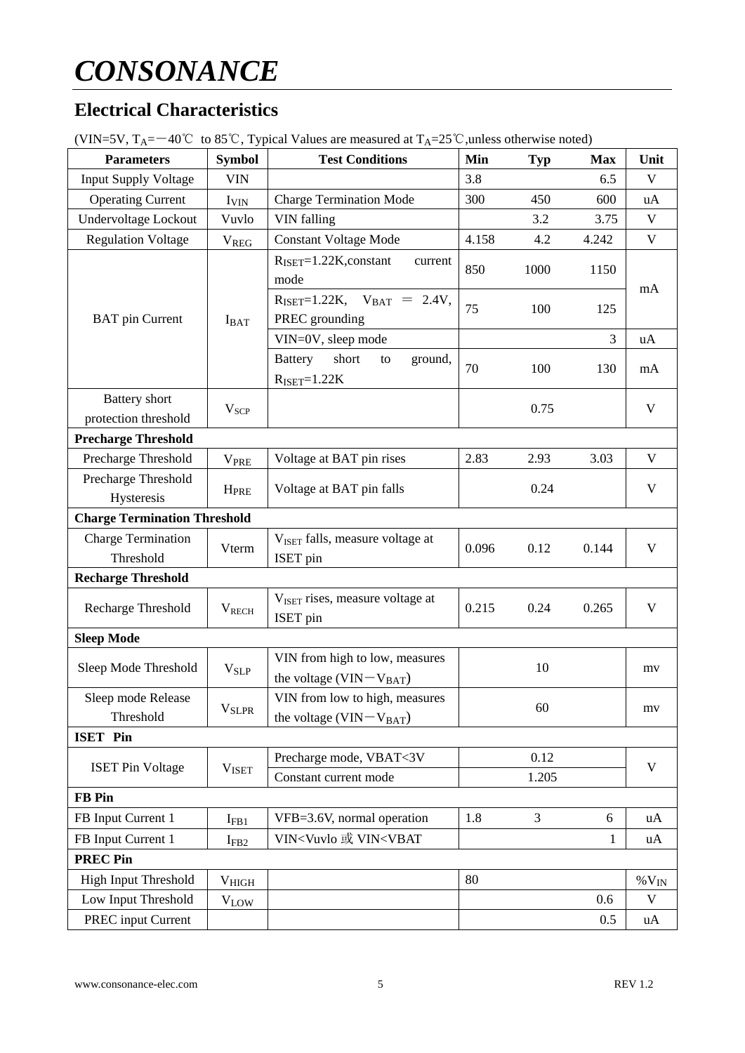# CONSONANCE

## Electrical Characteristics

(VIN=5V, $T_A$=－40℃ to 85℃, Typical Values are measured at $T_A$=25℃,unless otherwise noted)

| Parameters | Symbol | Test Conditions | Min | Typ | Max | Unit |
|---|---|---|---|---|---|---|
| Input Supply Voltage | VIN | | 3.8 | | 6.5 | V |
| Operating Current | $I_{VIN}$ | Charge Termination Mode | 300 | 450 | 600 | uA |
| Undervoltage Lockout | Vuvlo | VIN falling | | 3.2 | 3.75 | V |
| Regulation Voltage | $V_{REG}$ | Constant Voltage Mode | 4.158 | 4.2 | 4.242 | V |
| BAT pin Current | $I_{BAT}$ | $R_{ISET}$=1.22K,constant current mode | 850 | 1000 | 1150 | mA |
| | | $R_{ISET}$=1.22K, $V_{BAT}$ ＝ 2.4V, PREC grounding | 75 | 100 | 125 | mA |
| | | VIN=0V, sleep mode | | | 3 | uA |
| | | Battery short to ground, $R_{ISET}$=1.22K | 70 | 100 | 130 | mA |
| Battery short protection threshold | $V_{SCP}$ | | | 0.75 | | V |
| **Precharge Threshold** | | | | | | |
| Precharge Threshold | $V_{PRE}$ | Voltage at BAT pin rises | 2.83 | 2.93 | 3.03 | V |
| Precharge Threshold Hysteresis | $H_{PRE}$ | Voltage at BAT pin falls | | 0.24 | | V |
| **Charge Termination Threshold** | | | | | | |
| Charge Termination Threshold | Vterm | $V_{ISET}$ falls, measure voltage at ISET pin | 0.096 | 0.12 | 0.144 | V |
| **Recharge Threshold** | | | | | | |
| Recharge Threshold | $V_{RECH}$ | $V_{ISET}$ rises, measure voltage at ISET pin | 0.215 | 0.24 | 0.265 | V |
| **Sleep Mode** | | | | | | |
| Sleep Mode Threshold | $V_{SLP}$ | VIN from high to low, measures the voltage (VIN－$V_{BAT}$) | | 10 | | mv |
| Sleep mode Release Threshold | $V_{SLPR}$ | VIN from low to high, measures the voltage (VIN－$V_{BAT}$) | | 60 | | mv |
| **ISET Pin** | | | | | | |
| ISET Pin Voltage | $V_{ISET}$ | Precharge mode, VBAT<3V | | 0.12 | | V |
| | | Constant current mode | | 1.205 | | V |
| **FB Pin** | | | | | | |
| FB Input Current 1 | $I_{FB1}$ | VFB=3.6V, normal operation | 1.8 | 3 | 6 | uA |
| FB Input Current 1 | $I_{FB2}$ | VIN<Vuvlo 或 VIN<VBAT | | | 1 | uA |
| **PREC Pin** | | | | | | |
| High Input Threshold | $V_{HIGH}$ | | 80 | | | $\%V_{IN}$ |
| Low Input Threshold | $V_{LOW}$ | | | | 0.6 | V |
| PREC input Current | | | | | 0.5 | uA |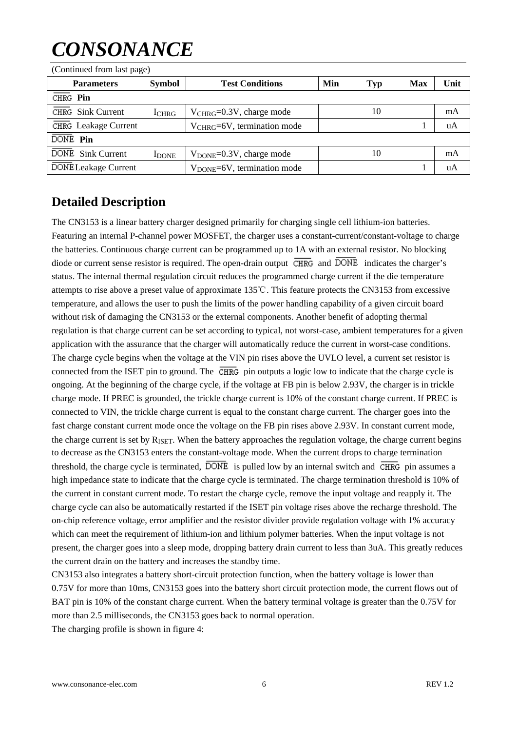(Continued from last page)

| Parameters | Symbol | Test Conditions | Min | Typ | Max | Unit |
|---|---|---|---|---|---|---|
| $\overline{CHRG}$ Pin | | | | | | |
| $\overline{CHRG}$ Sink Current | $I_{CHRG}$ | $V_{CHRG}$=0.3V, charge mode | | 10 | | mA |
| $\overline{CHRG}$ Leakage Current | | $V_{CHRG}$=6V, termination mode | | | 1 | uA |
| $\overline{DONE}$ Pin | | | | | | |
| $\overline{DONE}$ Sink Current | $I_{DONE}$ | $V_{DONE}$=0.3V, charge mode | | 10 | | mA |
| $\overline{DONE}$ Leakage Current | | $V_{DONE}$=6V, termination mode | | | 1 | uA |

## Detailed Description

The CN3153 is a linear battery charger designed primarily for charging single cell lithium-ion batteries. Featuring an internal P-channel power MOSFET, the charger uses a constant-current/constant-voltage to charge the batteries. Continuous charge current can be programmed up to 1A with an external resistor. No blocking diode or current sense resistor is required. The open-drain output $\overline{CHRG}$ and $\overline{DONE}$ indicates the charger's status. The internal thermal regulation circuit reduces the programmed charge current if the die temperature attempts to rise above a preset value of approximate 135℃. This feature protects the CN3153 from excessive temperature, and allows the user to push the limits of the power handling capability of a given circuit board without risk of damaging the CN3153 or the external components. Another benefit of adopting thermal regulation is that charge current can be set according to typical, not worst-case, ambient temperatures for a given application with the assurance that the charger will automatically reduce the current in worst-case conditions. The charge cycle begins when the voltage at the VIN pin rises above the UVLO level, a current set resistor is connected from the ISET pin to ground. The $\overline{CHRG}$ pin outputs a logic low to indicate that the charge cycle is ongoing. At the beginning of the charge cycle, if the voltage at FB pin is below 2.93V, the charger is in trickle charge mode. If PREC is grounded, the trickle charge current is 10% of the constant charge current. If PREC is connected to VIN, the trickle charge current is equal to the constant charge current. The charger goes into the fast charge constant current mode once the voltage on the FB pin rises above 2.93V. In constant current mode, the charge current is set by $R_{ISET}$. When the battery approaches the regulation voltage, the charge current begins to decrease as the CN3153 enters the constant-voltage mode. When the current drops to charge termination threshold, the charge cycle is terminated, $\overline{DONE}$ is pulled low by an internal switch and $\overline{CHRG}$ pin assumes a high impedance state to indicate that the charge cycle is terminated. The charge termination threshold is 10% of the current in constant current mode. To restart the charge cycle, remove the input voltage and reapply it. The charge cycle can also be automatically restarted if the ISET pin voltage rises above the recharge threshold. The on-chip reference voltage, error amplifier and the resistor divider provide regulation voltage with 1% accuracy which can meet the requirement of lithium-ion and lithium polymer batteries. When the input voltage is not present, the charger goes into a sleep mode, dropping battery drain current to less than 3uA. This greatly reduces the current drain on the battery and increases the standby time.

CN3153 also integrates a battery short-circuit protection function, when the battery voltage is lower than 0.75V for more than 10ms, CN3153 goes into the battery short circuit protection mode, the current flows out of BAT pin is 10% of the constant charge current. When the battery terminal voltage is greater than the 0.75V for more than 2.5 milliseconds, the CN3153 goes back to normal operation.

The charging profile is shown in figure 4: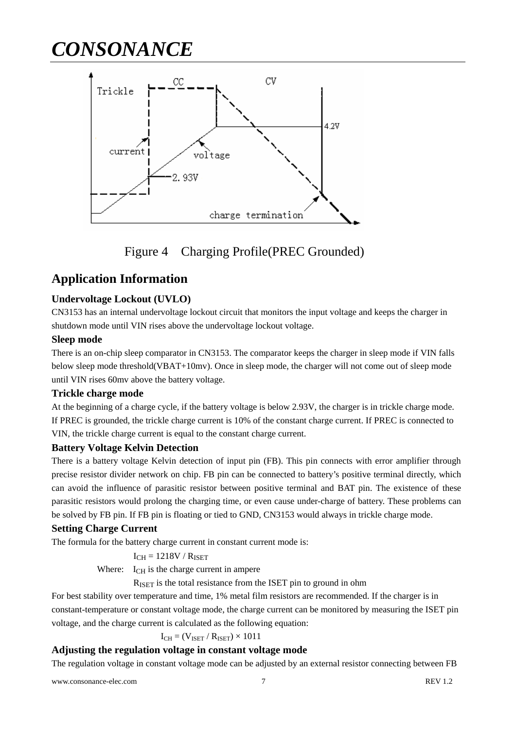Figure 4 Charging Profile(PREC Grounded)

## Application Information

### Undervoltage Lockout (UVLO)

CN3153 has an internal undervoltage lockout circuit that monitors the input voltage and keeps the charger in shutdown mode until VIN rises above the undervoltage lockout voltage.

### Sleep mode

There is an on-chip sleep comparator in CN3153. The comparator keeps the charger in sleep mode if VIN falls below sleep mode threshold(VBAT+10mv). Once in sleep mode, the charger will not come out of sleep mode until VIN rises 60mv above the battery voltage.

### Trickle charge mode

At the beginning of a charge cycle, if the battery voltage is below 2.93V, the charger is in trickle charge mode. If PREC is grounded, the trickle charge current is 10% of the constant charge current. If PREC is connected to VIN, the trickle charge current is equal to the constant charge current.

### Battery Voltage Kelvin Detection

There is a battery voltage Kelvin detection of input pin (FB). This pin connects with error amplifier through precise resistor divider network on chip. FB pin can be connected to battery's positive terminal directly, which can avoid the influence of parasitic resistor between positive terminal and BAT pin. The existence of these parasitic resistors would prolong the charging time, or even cause under-charge of battery. These problems can be solved by FB pin. If FB pin is floating or tied to GND, CN3153 would always in trickle charge mode.

### Setting Charge Current

The formula for the battery charge current in constant current mode is:

$$I_{CH} = 1218V / R_{ISET}$$

Where: $I_{CH}$ is the charge current in ampere

$R_{ISET}$ is the total resistance from the ISET pin to ground in ohm

For best stability over temperature and time, 1% metal film resistors are recommended. If the charger is in constant-temperature or constant voltage mode, the charge current can be monitored by measuring the ISET pin voltage, and the charge current is calculated as the following equation:

$$I_{CH} = (V_{ISET} / R_{ISET}) \times 1011$$

### Adjusting the regulation voltage in constant voltage mode

The regulation voltage in constant voltage mode can be adjusted by an external resistor connecting between FB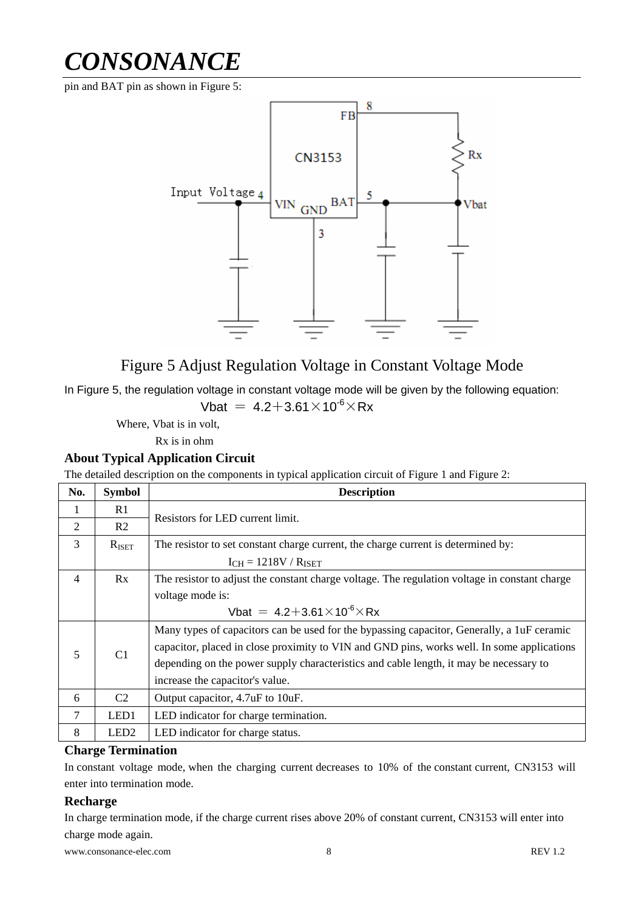pin and BAT pin as shown in Figure 5:

Figure 5 Adjust Regulation Voltage in Constant Voltage Mode

In Figure 5, the regulation voltage in constant voltage mode will be given by the following equation:

$$Vbat = 4.2 + 3.61 \times 10^{-6} \times Rx$$

Where, Vbat is in volt,

Rx is in ohm

### About Typical Application Circuit

The detailed description on the components in typical application circuit of Figure 1 and Figure 2:

| No. | Symbol | Description |
|---|---|---|
| 1 | R1 | Resistors for LED current limit. |
| 2 | R2 | |
| 3 | $R_{ISET}$ | The resistor to set constant charge current, the charge current is determined by: $I_{CH} = 1218V / R_{ISET}$ |
| 4 | Rx | The resistor to adjust the constant charge voltage. The regulation voltage in constant charge voltage mode is: $Vbat = 4.2 + 3.61 \times 10^{-6} \times Rx$ |
| 5 | C1 | Many types of capacitors can be used for the bypassing capacitor, Generally, a 1uF ceramic capacitor, placed in close proximity to VIN and GND pins, works well. In some applications depending on the power supply characteristics and cable length, it may be necessary to increase the capacitor's value. |
| 6 | C2 | Output capacitor, 4.7uF to 10uF. |
| 7 | LED1 | LED indicator for charge termination. |
| 8 | LED2 | LED indicator for charge status. |

### Charge Termination

In constant voltage mode, when the charging current decreases to 10% of the constant current, CN3153 will enter into termination mode.

### Recharge

In charge termination mode, if the charge current rises above 20% of constant current, CN3153 will enter into charge mode again.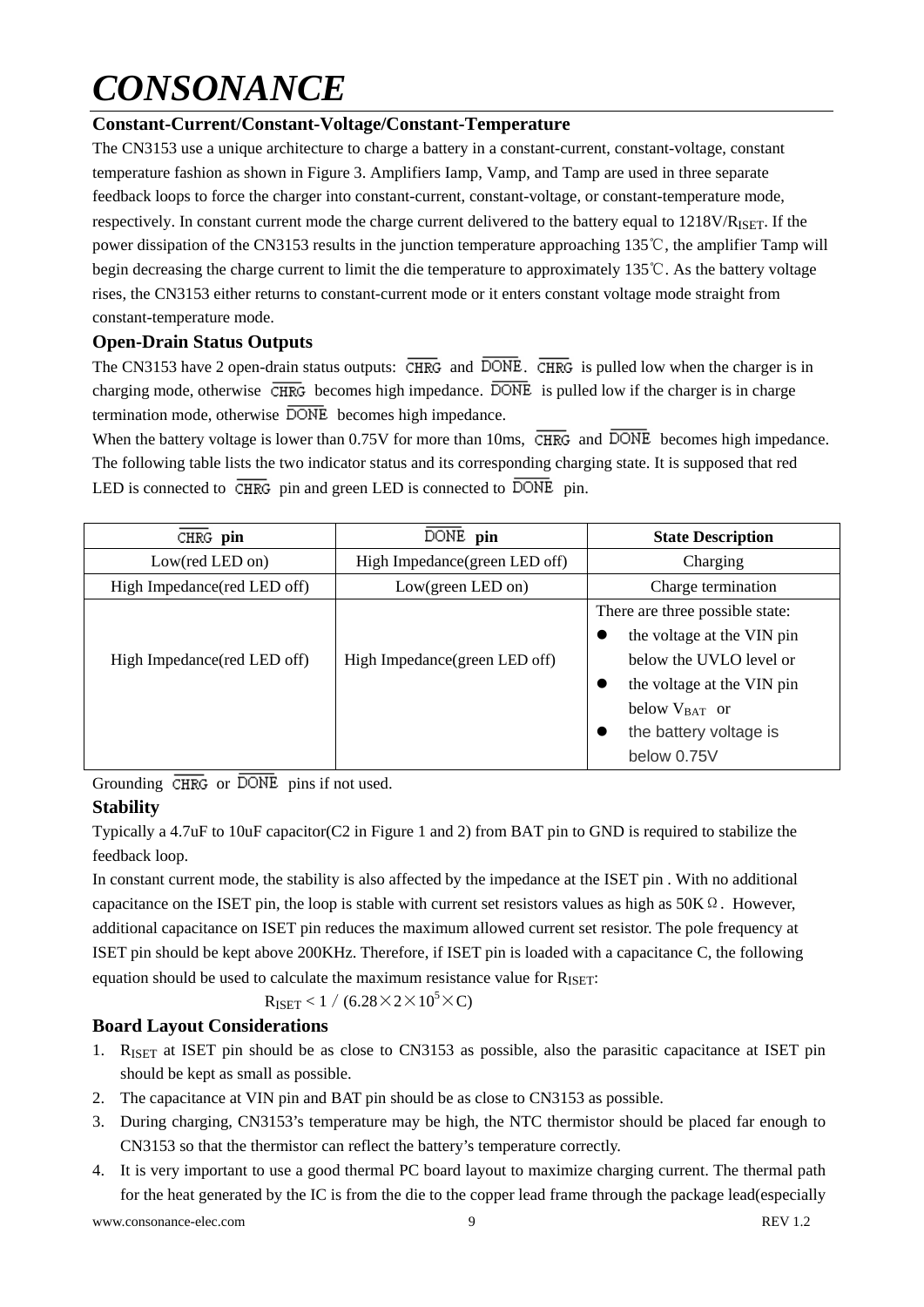## Constant-Current/Constant-Voltage/Constant-Temperature

The CN3153 use a unique architecture to charge a battery in a constant-current, constant-voltage, constant temperature fashion as shown in Figure 3. Amplifiers Iamp, Vamp, and Tamp are used in three separate feedback loops to force the charger into constant-current, constant-voltage, or constant-temperature mode, respectively. In constant current mode the charge current delivered to the battery equal to $1218V/R_{ISET}$. If the power dissipation of the CN3153 results in the junction temperature approaching 135℃, the amplifier Tamp will begin decreasing the charge current to limit the die temperature to approximately 135℃. As the battery voltage rises, the CN3153 either returns to constant-current mode or it enters constant voltage mode straight from constant-temperature mode.

## Open-Drain Status Outputs

The CN3153 have 2 open-drain status outputs: $\overline{CHRG}$ and $\overline{DONE}$. $\overline{CHRG}$ is pulled low when the charger is in charging mode, otherwise $\overline{CHRG}$ becomes high impedance. $\overline{DONE}$ is pulled low if the charger is in charge termination mode, otherwise $\overline{DONE}$ becomes high impedance.

When the battery voltage is lower than 0.75V for more than 10ms, $\overline{CHRG}$ and $\overline{DONE}$ becomes high impedance. The following table lists the two indicator status and its corresponding charging state. It is supposed that red LED is connected to $\overline{CHRG}$ pin and green LED is connected to $\overline{DONE}$ pin.

| $\overline{CHRG}$ pin | $\overline{DONE}$ pin | State Description |
|---|---|---|
| Low(red LED on) | High Impedance(green LED off) | Charging |
| High Impedance(red LED off) | Low(green LED on) | Charge termination |
| High Impedance(red LED off) | High Impedance(green LED off) | There are three possible state: • the voltage at the VIN pin below the UVLO level or • the voltage at the VIN pin below $V_{BAT}$ or • the battery voltage is below 0.75V |

Grounding $\overline{CHRG}$ or $\overline{DONE}$ pins if not used.

## Stability

Typically a 4.7uF to 10uF capacitor(C2 in Figure 1 and 2) from BAT pin to GND is required to stabilize the feedback loop.

In constant current mode, the stability is also affected by the impedance at the ISET pin . With no additional capacitance on the ISET pin, the loop is stable with current set resistors values as high as 50KΩ. However, additional capacitance on ISET pin reduces the maximum allowed current set resistor. The pole frequency at ISET pin should be kept above 200KHz. Therefore, if ISET pin is loaded with a capacitance C, the following equation should be used to calculate the maximum resistance value for $R_{ISET}$:

$$R_{ISET} < 1 / (6.28 \times 2 \times 10^5 \times C)$$

## Board Layout Considerations

1. $R_{ISET}$ at ISET pin should be as close to CN3153 as possible, also the parasitic capacitance at ISET pin should be kept as small as possible.
2. The capacitance at VIN pin and BAT pin should be as close to CN3153 as possible.
3. During charging, CN3153's temperature may be high, the NTC thermistor should be placed far enough to CN3153 so that the thermistor can reflect the battery's temperature correctly.
4. It is very important to use a good thermal PC board layout to maximize charging current. The thermal path for the heat generated by the IC is from the die to the copper lead frame through the package lead(especially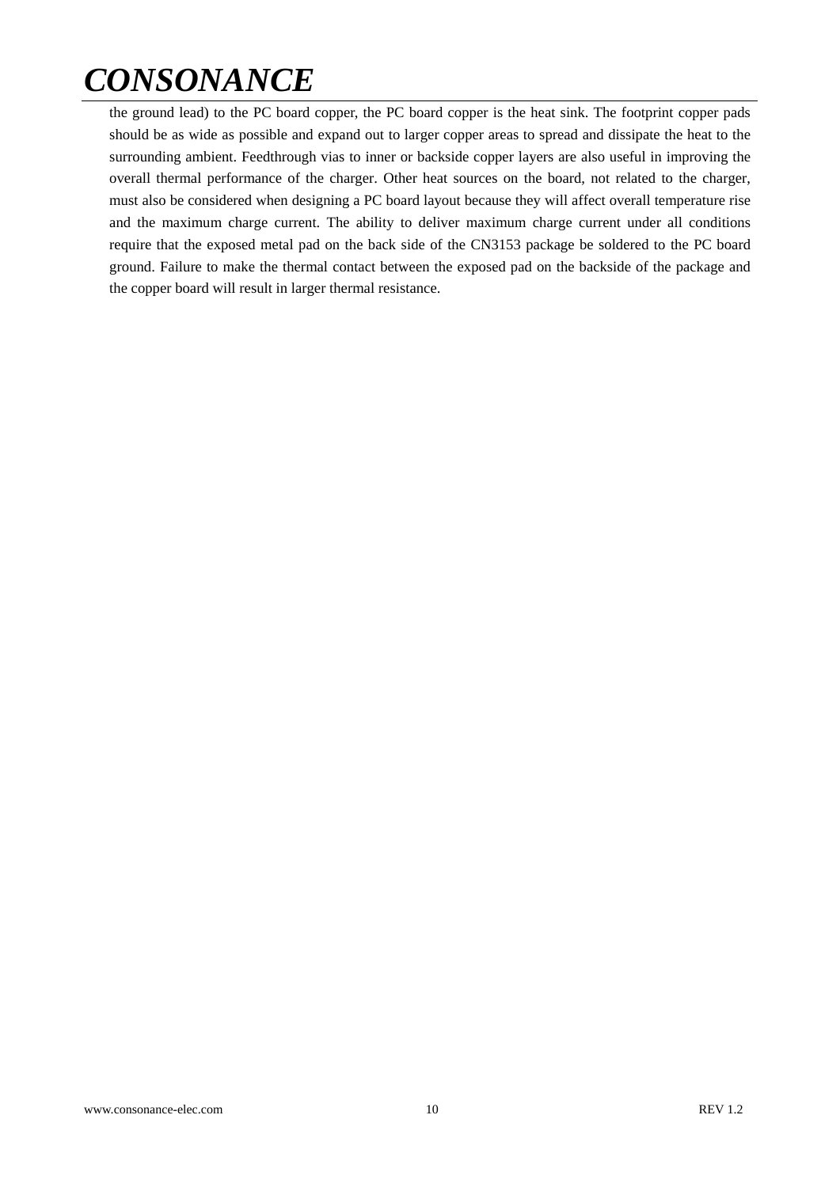the ground lead) to the PC board copper, the PC board copper is the heat sink. The footprint copper pads should be as wide as possible and expand out to larger copper areas to spread and dissipate the heat to the surrounding ambient. Feedthrough vias to inner or backside copper layers are also useful in improving the overall thermal performance of the charger. Other heat sources on the board, not related to the charger, must also be considered when designing a PC board layout because they will affect overall temperature rise and the maximum charge current. The ability to deliver maximum charge current under all conditions require that the exposed metal pad on the back side of the CN3153 package be soldered to the PC board ground. Failure to make the thermal contact between the exposed pad on the backside of the package and the copper board will result in larger thermal resistance.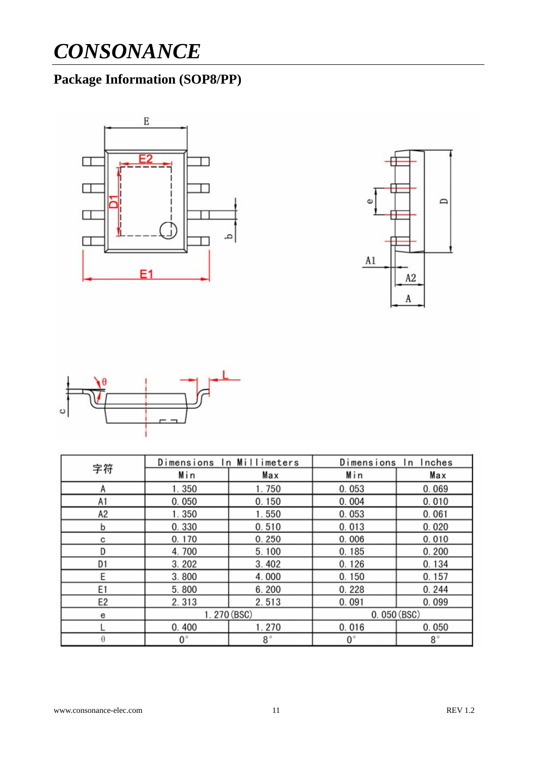# CONSONANCE

## Package Information (SOP8/PP)

| 字符 | Dimensions In Millimeters | | Dimensions In Inches | |
|---|---|---|---|---|
| | Min | Max | Min | Max |
| A | 1.350 | 1.750 | 0.053 | 0.069 |
| A1 | 0.050 | 0.150 | 0.004 | 0.010 |
| A2 | 1.350 | 1.550 | 0.053 | 0.061 |
| b | 0.330 | 0.510 | 0.013 | 0.020 |
| c | 0.170 | 0.250 | 0.006 | 0.010 |
| D | 4.700 | 5.100 | 0.185 | 0.200 |
| D1 | 3.202 | 3.402 | 0.126 | 0.134 |
| E | 3.800 | 4.000 | 0.150 | 0.157 |
| E1 | 5.800 | 6.200 | 0.228 | 0.244 |
| E2 | 2.313 | 2.513 | 0.091 | 0.099 |
| e | 1.270(BSC) | | 0.050(BSC) | |
| L | 0.400 | 1.270 | 0.016 | 0.050 |
| θ | 0° | 8° | 0° | 8° |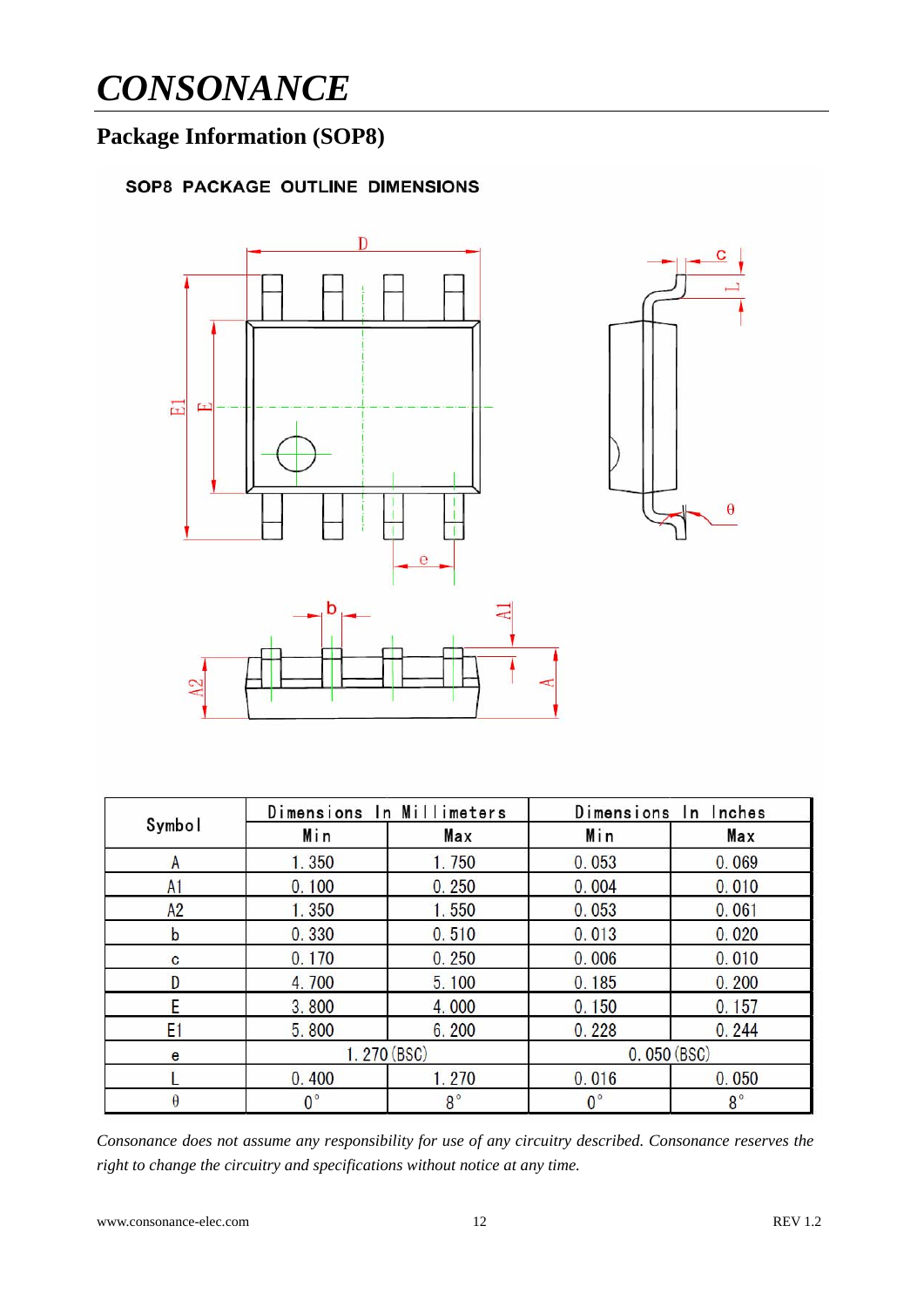# CONSONANCE

## Package Information (SOP8)

SOP8 PACKAGE OUTLINE DIMENSIONS

D

c

L

E1

E

θ

e

b

A1

A2

A

| Symbol | Dimensions In Millimeters | | Dimensions In Inches | |
|---|---|---|---|---|
| | Min | Max | Min | Max |
| A | 1.350 | 1.750 | 0.053 | 0.069 |
| A1 | 0.100 | 0.250 | 0.004 | 0.010 |
| A2 | 1.350 | 1.550 | 0.053 | 0.061 |
| b | 0.330 | 0.510 | 0.013 | 0.020 |
| c | 0.170 | 0.250 | 0.006 | 0.010 |
| D | 4.700 | 5.100 | 0.185 | 0.200 |
| E | 3.800 | 4.000 | 0.150 | 0.157 |
| E1 | 5.800 | 6.200 | 0.228 | 0.244 |
| e | 1.270 (BSC) | | 0.050 (BSC) | |
| L | 0.400 | 1.270 | 0.016 | 0.050 |
| θ | 0° | 8° | 0° | 8° |

*Consonance does not assume any responsibility for use of any circuitry described. Consonance reserves the right to change the circuitry and specifications without notice at any time.*

www.consonance-elec.com REV 1.2